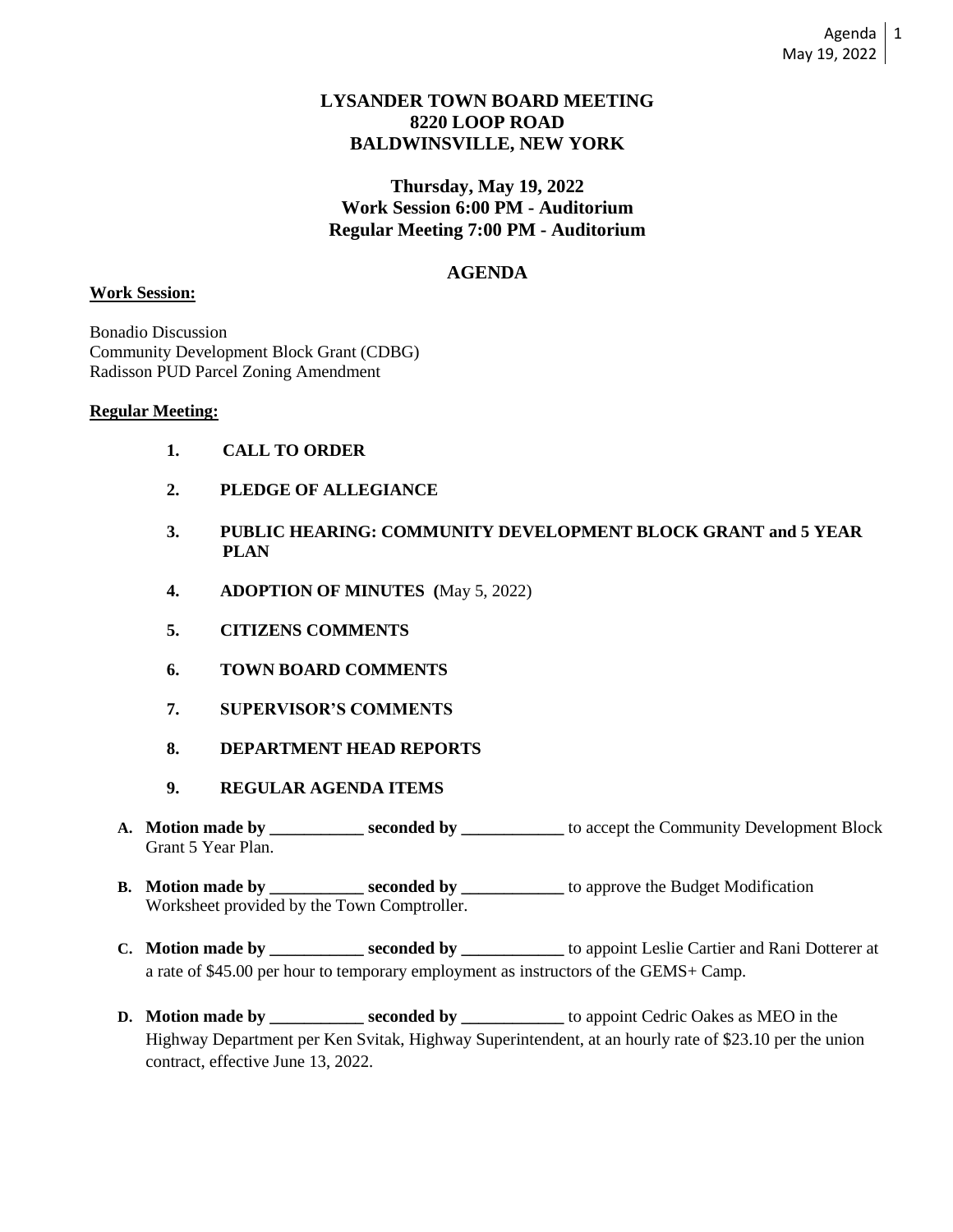# LYSANDER TOWN BOARD MEETING
# 8220 LOOP ROAD
# BALDWINSVILLE, NEW YORK

## Thursday, May 19, 2022
## Work Session 6:00 PM - Auditorium
## Regular Meeting 7:00 PM - Auditorium

## AGENDA

**Work Session:**

Bonadio Discussion
Community Development Block Grant (CDBG)
Radisson PUD Parcel Zoning Amendment

**Regular Meeting:**

1. **CALL TO ORDER**
2. **PLEDGE OF ALLEGIANCE**
3. **PUBLIC HEARING: COMMUNITY DEVELOPMENT BLOCK GRANT and 5 YEAR PLAN**
4. **ADOPTION OF MINUTES (**May 5, 2022)
5. **CITIZENS COMMENTS**
6. **TOWN BOARD COMMENTS**
7. **SUPERVISOR'S COMMENTS**
8. **DEPARTMENT HEAD REPORTS**
9. **REGULAR AGENDA ITEMS**

**A. Motion made by ___________ seconded by ____________** to accept the Community Development Block Grant 5 Year Plan.

**B. Motion made by ___________ seconded by ____________** to approve the Budget Modification Worksheet provided by the Town Comptroller.

**C. Motion made by ___________ seconded by ____________** to appoint Leslie Cartier and Rani Dotterer at a rate of $45.00 per hour to temporary employment as instructors of the GEMS+ Camp.

**D. Motion made by ___________ seconded by ____________** to appoint Cedric Oakes as MEO in the Highway Department per Ken Svitak, Highway Superintendent, at an hourly rate of $23.10 per the union contract, effective June 13, 2022.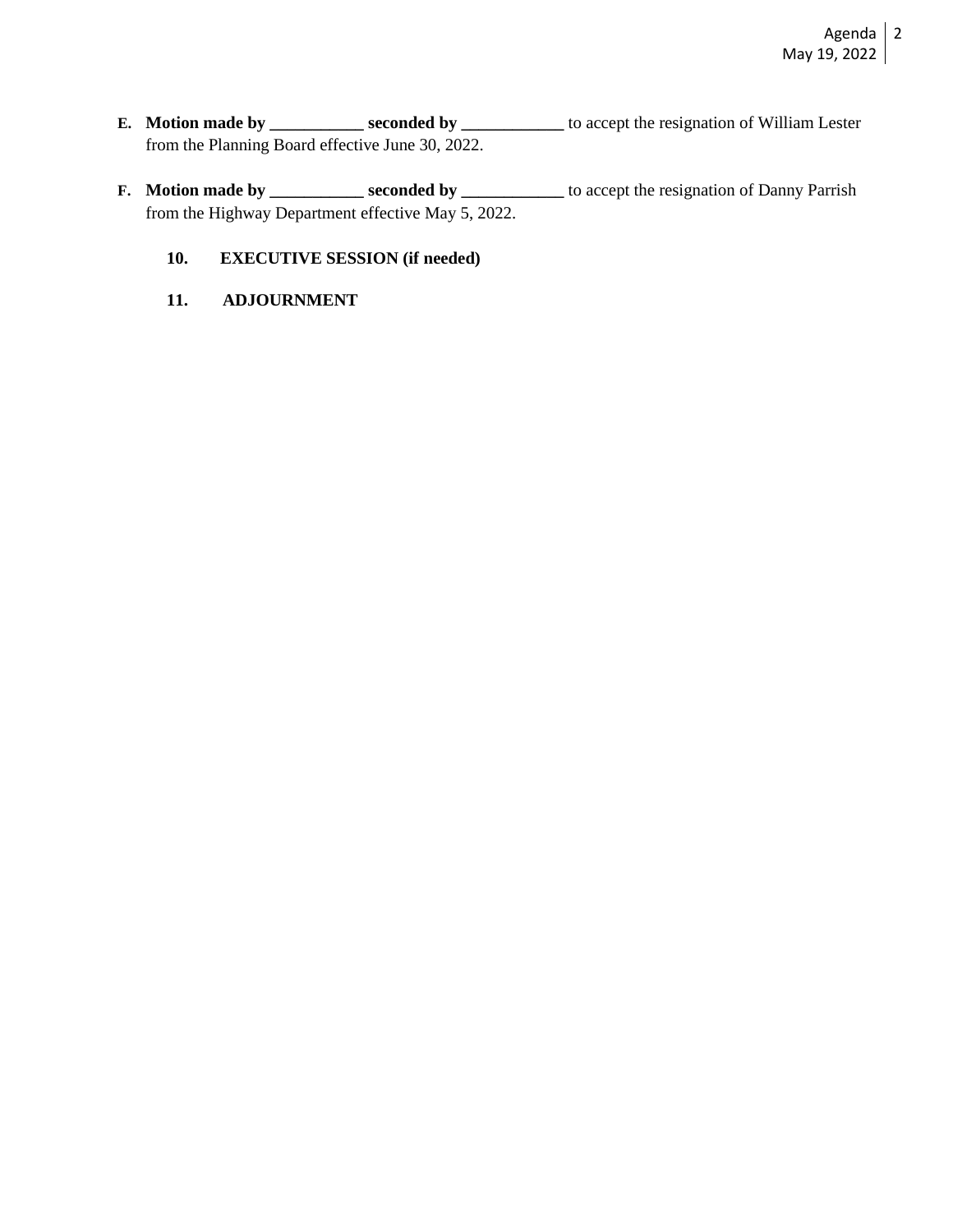**E. Motion made by \_\_\_\_\_\_\_\_\_\_\_ seconded by \_\_\_\_\_\_\_\_\_\_\_\_** to accept the resignation of William Lester from the Planning Board effective June 30, 2022.

**F. Motion made by \_\_\_\_\_\_\_\_\_\_\_ seconded by \_\_\_\_\_\_\_\_\_\_\_\_** to accept the resignation of Danny Parrish from the Highway Department effective May 5, 2022.

**10. EXECUTIVE SESSION (if needed)**

**11. ADJOURNMENT**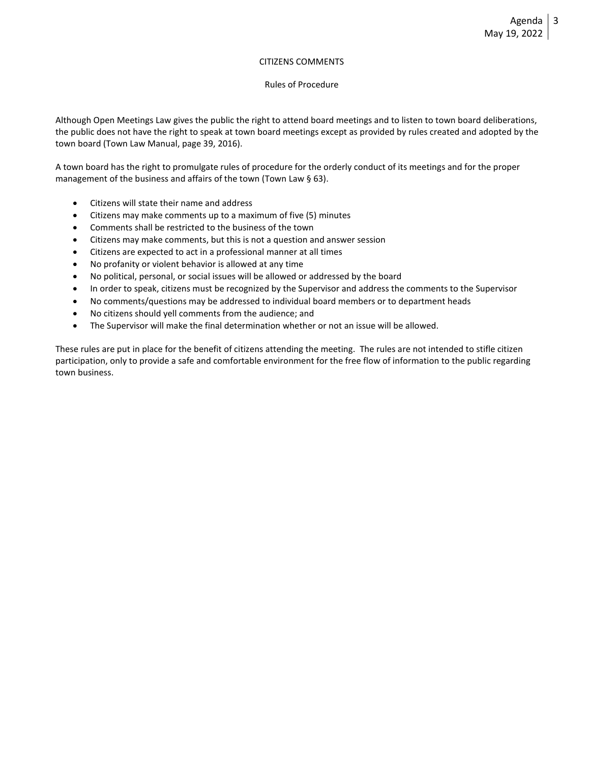# CITIZENS COMMENTS

## Rules of Procedure

Although Open Meetings Law gives the public the right to attend board meetings and to listen to town board deliberations, the public does not have the right to speak at town board meetings except as provided by rules created and adopted by the town board (Town Law Manual, page 39, 2016).

A town board has the right to promulgate rules of procedure for the orderly conduct of its meetings and for the proper management of the business and affairs of the town (Town Law § 63).

- Citizens will state their name and address
- Citizens may make comments up to a maximum of five (5) minutes
- Comments shall be restricted to the business of the town
- Citizens may make comments, but this is not a question and answer session
- Citizens are expected to act in a professional manner at all times
- No profanity or violent behavior is allowed at any time
- No political, personal, or social issues will be allowed or addressed by the board
- In order to speak, citizens must be recognized by the Supervisor and address the comments to the Supervisor
- No comments/questions may be addressed to individual board members or to department heads
- No citizens should yell comments from the audience; and
- The Supervisor will make the final determination whether or not an issue will be allowed.

These rules are put in place for the benefit of citizens attending the meeting. The rules are not intended to stifle citizen participation, only to provide a safe and comfortable environment for the free flow of information to the public regarding town business.